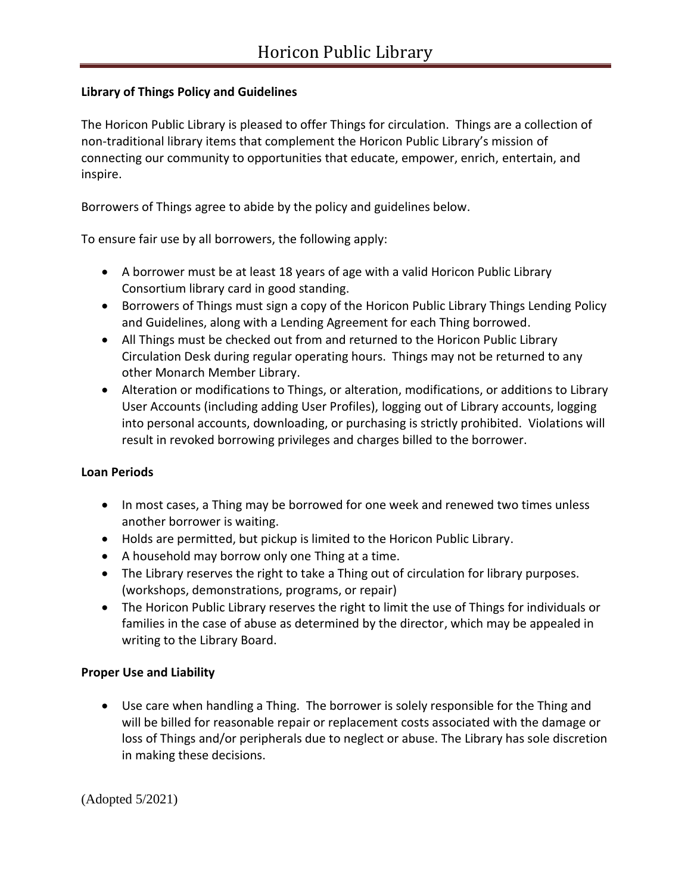# Horicon Public Library

**Library of Things Policy and Guidelines**

The Horicon Public Library is pleased to offer Things for circulation. Things are a collection of non-traditional library items that complement the Horicon Public Library's mission of connecting our community to opportunities that educate, empower, enrich, entertain, and inspire.

Borrowers of Things agree to abide by the policy and guidelines below.

To ensure fair use by all borrowers, the following apply:

- A borrower must be at least 18 years of age with a valid Horicon Public Library Consortium library card in good standing.
- Borrowers of Things must sign a copy of the Horicon Public Library Things Lending Policy and Guidelines, along with a Lending Agreement for each Thing borrowed.
- All Things must be checked out from and returned to the Horicon Public Library Circulation Desk during regular operating hours. Things may not be returned to any other Monarch Member Library.
- Alteration or modifications to Things, or alteration, modifications, or additions to Library User Accounts (including adding User Profiles), logging out of Library accounts, logging into personal accounts, downloading, or purchasing is strictly prohibited. Violations will result in revoked borrowing privileges and charges billed to the borrower.

**Loan Periods**

- In most cases, a Thing may be borrowed for one week and renewed two times unless another borrower is waiting.
- Holds are permitted, but pickup is limited to the Horicon Public Library.
- A household may borrow only one Thing at a time.
- The Library reserves the right to take a Thing out of circulation for library purposes. (workshops, demonstrations, programs, or repair)
- The Horicon Public Library reserves the right to limit the use of Things for individuals or families in the case of abuse as determined by the director, which may be appealed in writing to the Library Board.

**Proper Use and Liability**

- Use care when handling a Thing. The borrower is solely responsible for the Thing and will be billed for reasonable repair or replacement costs associated with the damage or loss of Things and/or peripherals due to neglect or abuse. The Library has sole discretion in making these decisions.

(Adopted 5/2021)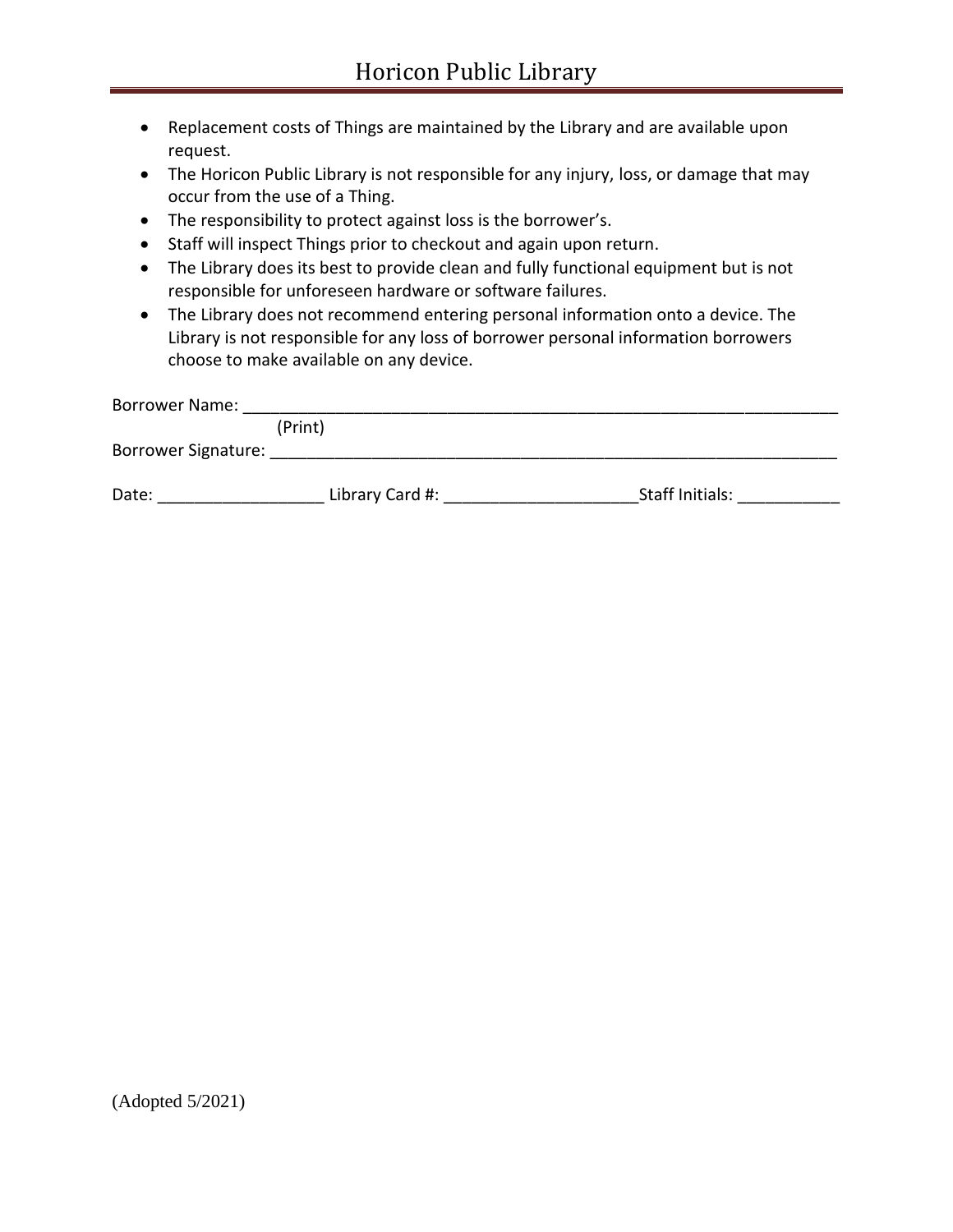- Replacement costs of Things are maintained by the Library and are available upon request.
- The Horicon Public Library is not responsible for any injury, loss, or damage that may occur from the use of a Thing.
- The responsibility to protect against loss is the borrower's.
- Staff will inspect Things prior to checkout and again upon return.
- The Library does its best to provide clean and fully functional equipment but is not responsible for unforeseen hardware or software failures.
- The Library does not recommend entering personal information onto a device. The Library is not responsible for any loss of borrower personal information borrowers choose to make available on any device.

Borrower Name: ___________________________________________________________________
(Print)

Borrower Signature: ________________________________________________________________

Date: __________________ Library Card #: _____________________Staff Initials: ___________

(Adopted 5/2021)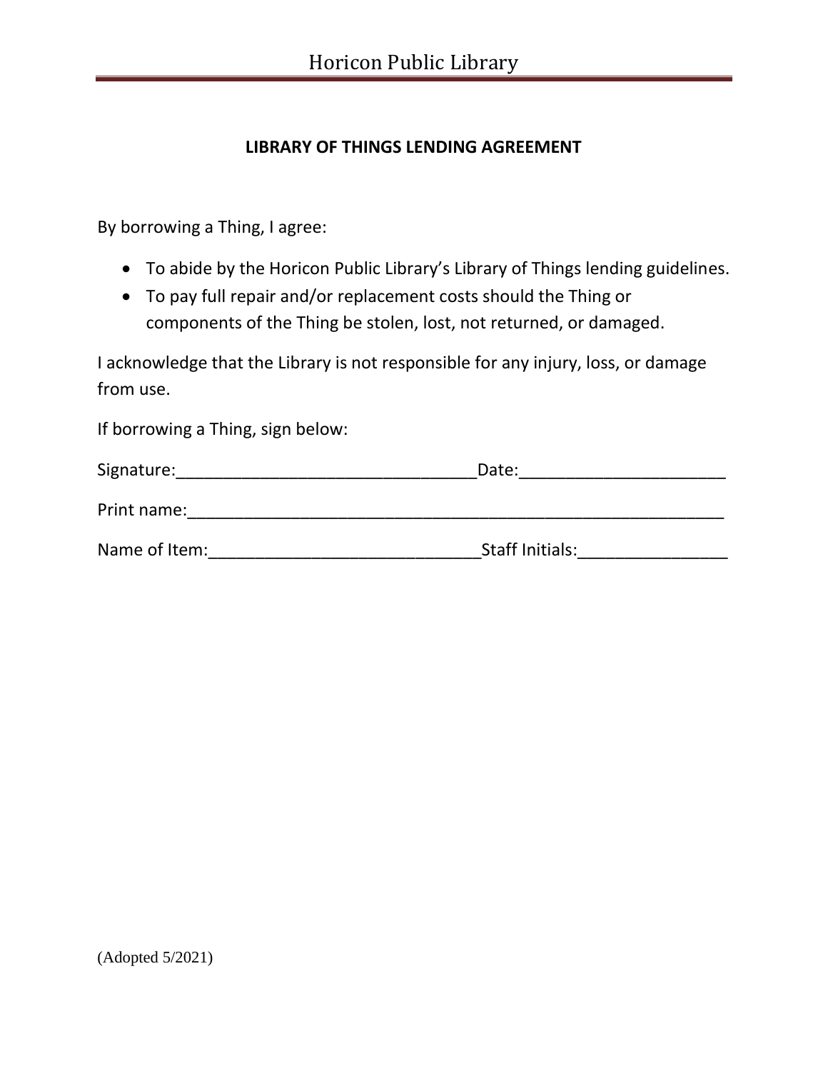## LIBRARY OF THINGS LENDING AGREEMENT

By borrowing a Thing, I agree:

- To abide by the Horicon Public Library's Library of Things lending guidelines.
- To pay full repair and/or replacement costs should the Thing or components of the Thing be stolen, lost, not returned, or damaged.

I acknowledge that the Library is not responsible for any injury, loss, or damage from use.

If borrowing a Thing, sign below:

Signature:________________________________Date:______________________

Print name:_________________________________________________________

Name of Item:_____________________________Staff Initials:________________

(Adopted 5/2021)